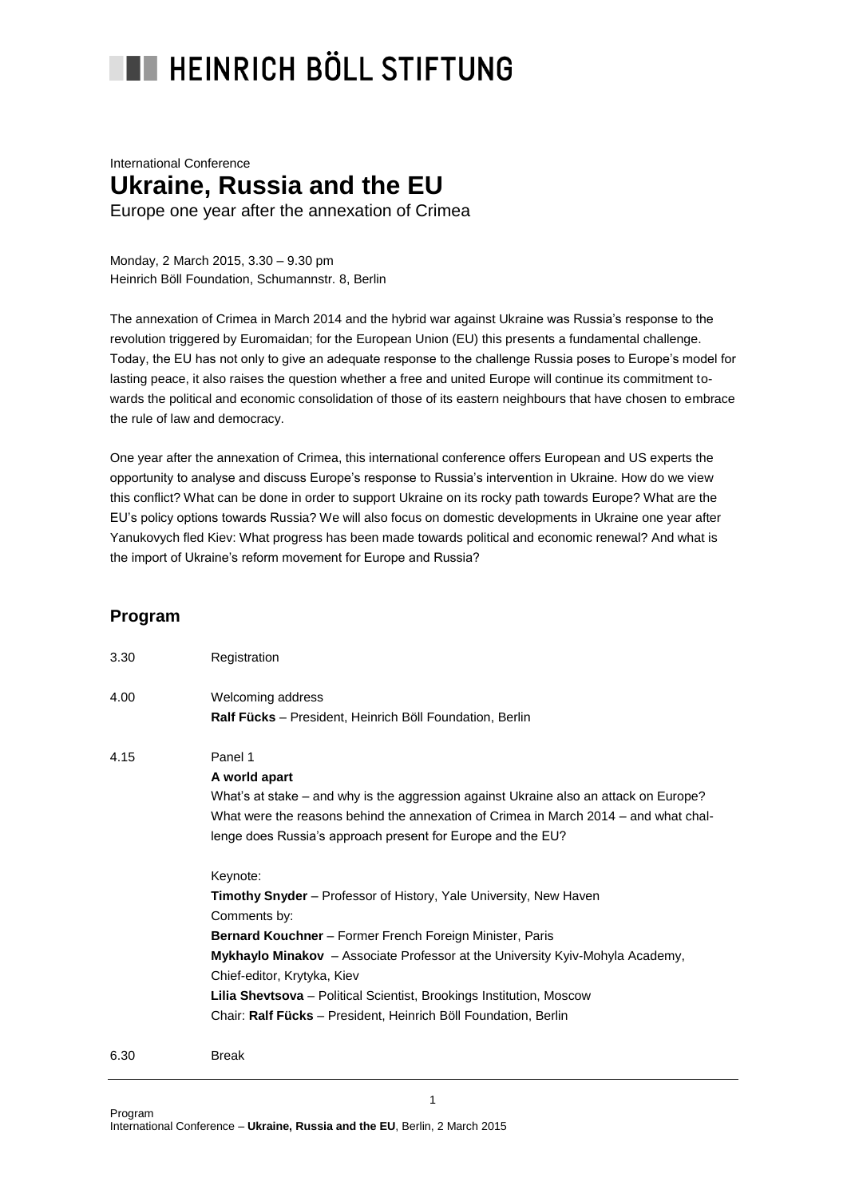# HEINRICH BÖLL STIFTUNG

International Conference

## Ukraine, Russia and the EU

Europe one year after the annexation of Crimea

Monday, 2 March 2015, 3.30 – 9.30 pm
Heinrich Böll Foundation, Schumannstr. 8, Berlin

The annexation of Crimea in March 2014 and the hybrid war against Ukraine was Russia's response to the revolution triggered by Euromaidan; for the European Union (EU) this presents a fundamental challenge. Today, the EU has not only to give an adequate response to the challenge Russia poses to Europe's model for lasting peace, it also raises the question whether a free and united Europe will continue its commitment towards the political and economic consolidation of those of its eastern neighbours that have chosen to embrace the rule of law and democracy.

One year after the annexation of Crimea, this international conference offers European and US experts the opportunity to analyse and discuss Europe's response to Russia's intervention in Ukraine. How do we view this conflict? What can be done in order to support Ukraine on its rocky path towards Europe? What are the EU's policy options towards Russia? We will also focus on domestic developments in Ukraine one year after Yanukovych fled Kiev: What progress has been made towards political and economic renewal? And what is the import of Ukraine's reform movement for Europe and Russia?

## Program

3.30 Registration

4.00 Welcoming address
**Ralf Fücks** – President, Heinrich Böll Foundation, Berlin

4.15 Panel 1
**A world apart**
What's at stake – and why is the aggression against Ukraine also an attack on Europe? What were the reasons behind the annexation of Crimea in March 2014 – and what challenge does Russia's approach present for Europe and the EU?

Keynote:
**Timothy Snyder** – Professor of History, Yale University, New Haven
Comments by:
**Bernard Kouchner** – Former French Foreign Minister, Paris
**Mykhaylo Minakov** – Associate Professor at the University Kyiv-Mohyla Academy, Chief-editor, Krytyka, Kiev
**Lilia Shevtsova** – Political Scientist, Brookings Institution, Moscow
Chair: **Ralf Fücks** – President, Heinrich Böll Foundation, Berlin

6.30 Break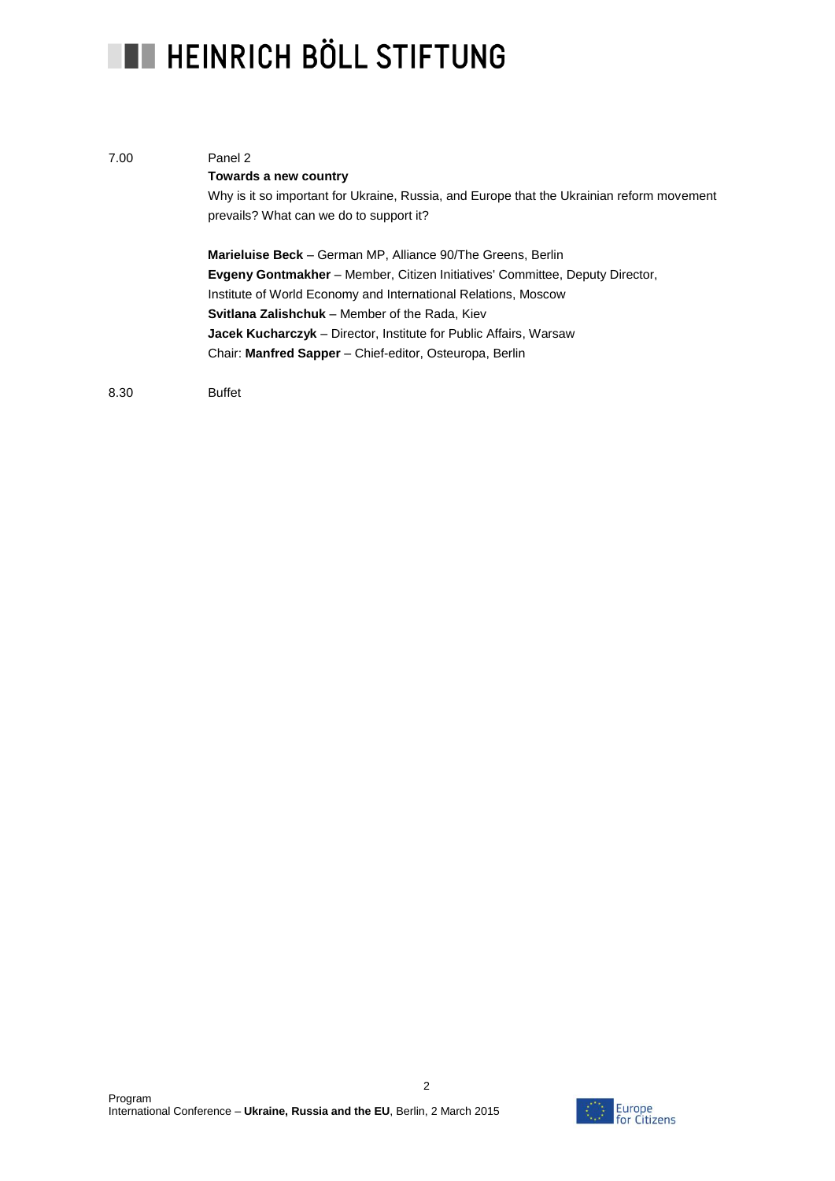7.00 Panel 2

**Towards a new country**

Why is it so important for Ukraine, Russia, and Europe that the Ukrainian reform movement prevails? What can we do to support it?

**Marieluise Beck** – German MP, Alliance 90/The Greens, Berlin
**Evgeny Gontmakher** – Member, Citizen Initiatives' Committee, Deputy Director, Institute of World Economy and International Relations, Moscow
**Svitlana Zalishchuk** – Member of the Rada, Kiev
**Jacek Kucharczyk** – Director, Institute for Public Affairs, Warsaw
Chair: **Manfred Sapper** – Chief-editor, Osteuropa, Berlin

8.30 Buffet